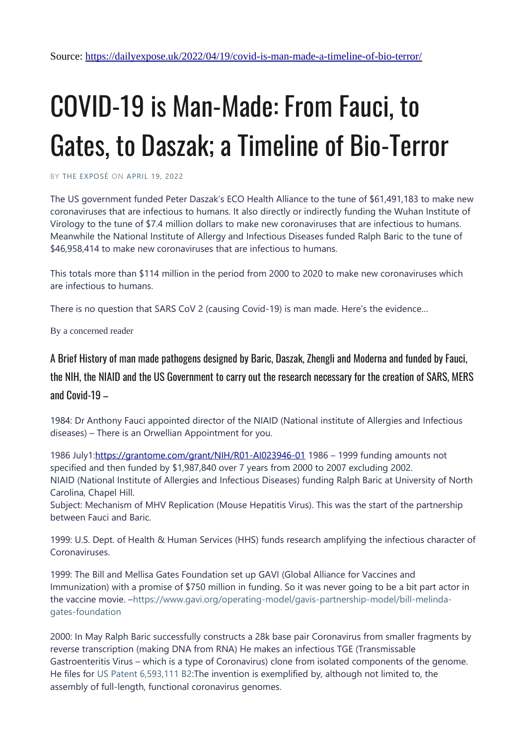Source: [https://dailyexpose.uk/2022/04/19/covid-is-man-made-a-timeline-of-bio-terror/](https://dailyexpose.uk/2022/04/19/covid-is-man-made-a-timeline-of-bio-terror/)

# COVID-19 is Man-Made: From Fauci, to Gates, to Daszak; a Timeline of Bio-Terror

BY THE EXPOSÉ ON APRIL 19, 2022

The US government funded Peter Daszak's ECO Health Alliance to the tune of $61,491,183 to make new coronaviruses that are infectious to humans. It also directly or indirectly funding the Wuhan Institute of Virology to the tune of $7.4 million dollars to make new coronaviruses that are infectious to humans. Meanwhile the National Institute of Allergy and Infectious Diseases funded Ralph Baric to the tune of $46,958,414 to make new coronaviruses that are infectious to humans.

This totals more than $114 million in the period from 2000 to 2020 to make new coronaviruses which are infectious to humans.

There is no question that SARS CoV 2 (causing Covid-19) is man made. Here's the evidence…

By a concerned reader

### A Brief History of man made pathogens designed by Baric, Daszak, Zhengli and Moderna and funded by Fauci, the NIH, the NIAID and the US Government to carry out the research necessary for the creation of SARS, MERS and Covid-19 –

1984: Dr Anthony Fauci appointed director of the NIAID (National institute of Allergies and Infectious diseases) – There is an Orwellian Appointment for you.

1986 July1:[https://grantome.com/grant/NIH/R01-AI023946-01](https://grantome.com/grant/NIH/R01-AI023946-01) 1986 – 1999 funding amounts not specified and then funded by $1,987,840 over 7 years from 2000 to 2007 excluding 2002.
NIAID (National Institute of Allergies and Infectious Diseases) funding Ralph Baric at University of North Carolina, Chapel Hill.
Subject: Mechanism of MHV Replication (Mouse Hepatitis Virus). This was the start of the partnership between Fauci and Baric.

1999: U.S. Dept. of Health & Human Services (HHS) funds research amplifying the infectious character of Coronaviruses.

1999: The Bill and Mellisa Gates Foundation set up GAVI (Global Alliance for Vaccines and Immunization) with a promise of $750 million in funding. So it was never going to be a bit part actor in the vaccine movie. –https://www.gavi.org/operating-model/gavis-partnership-model/bill-melinda-gates-foundation

2000: In May Ralph Baric successfully constructs a 28k base pair Coronavirus from smaller fragments by reverse transcription (making DNA from RNA) He makes an infectious TGE (Transmissable Gastroenteritis Virus – which is a type of Coronavirus) clone from isolated components of the genome. He files for US Patent 6,593,111 B2:The invention is exemplified by, although not limited to, the assembly of full-length, functional coronavirus genomes.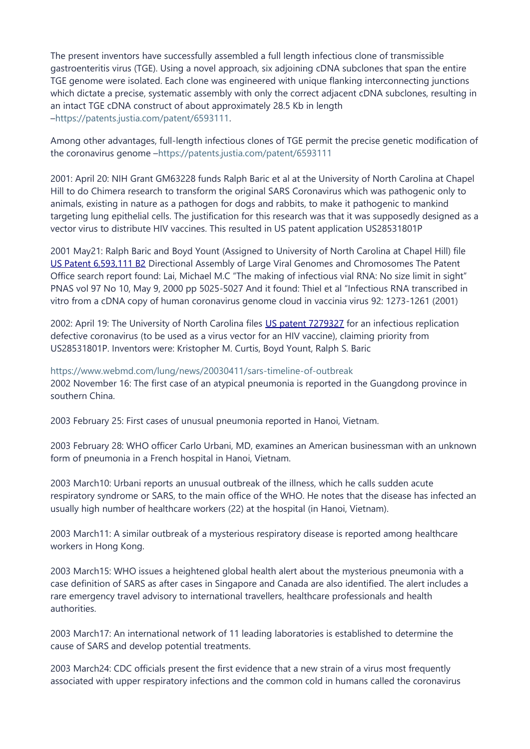The present inventors have successfully assembled a full length infectious clone of transmissible gastroenteritis virus (TGE). Using a novel approach, six adjoining cDNA subclones that span the entire TGE genome were isolated. Each clone was engineered with unique flanking interconnecting junctions which dictate a precise, systematic assembly with only the correct adjacent cDNA subclones, resulting in an intact TGE cDNA construct of about approximately 28.5 Kb in length –https://patents.justia.com/patent/6593111.

Among other advantages, full-length infectious clones of TGE permit the precise genetic modification of the coronavirus genome –https://patents.justia.com/patent/6593111

2001: April 20: NIH Grant GM63228 funds Ralph Baric et al at the University of North Carolina at Chapel Hill to do Chimera research to transform the original SARS Coronavirus which was pathogenic only to animals, existing in nature as a pathogen for dogs and rabbits, to make it pathogenic to mankind targeting lung epithelial cells. The justification for this research was that it was supposedly designed as a vector virus to distribute HIV vaccines. This resulted in US patent application US28531801P

2001 May21: Ralph Baric and Boyd Yount (Assigned to University of North Carolina at Chapel Hill) file US Patent 6,593,111 B2 Directional Assembly of Large Viral Genomes and Chromosomes The Patent Office search report found: Lai, Michael M.C "The making of infectious vial RNA: No size limit in sight" PNAS vol 97 No 10, May 9, 2000 pp 5025-5027 And it found: Thiel et al "Infectious RNA transcribed in vitro from a cDNA copy of human coronavirus genome cloud in vaccinia virus 92: 1273-1261 (2001)

2002: April 19: The University of North Carolina files US patent 7279327 for an infectious replication defective coronavirus (to be used as a virus vector for an HIV vaccine), claiming priority from US28531801P. Inventors were: Kristopher M. Curtis, Boyd Yount, Ralph S. Baric

https://www.webmd.com/lung/news/20030411/sars-timeline-of-outbreak

2002 November 16: The first case of an atypical pneumonia is reported in the Guangdong province in southern China.

2003 February 25: First cases of unusual pneumonia reported in Hanoi, Vietnam.

2003 February 28: WHO officer Carlo Urbani, MD, examines an American businessman with an unknown form of pneumonia in a French hospital in Hanoi, Vietnam.

2003 March10: Urbani reports an unusual outbreak of the illness, which he calls sudden acute respiratory syndrome or SARS, to the main office of the WHO. He notes that the disease has infected an usually high number of healthcare workers (22) at the hospital (in Hanoi, Vietnam).

2003 March11: A similar outbreak of a mysterious respiratory disease is reported among healthcare workers in Hong Kong.

2003 March15: WHO issues a heightened global health alert about the mysterious pneumonia with a case definition of SARS as after cases in Singapore and Canada are also identified. The alert includes a rare emergency travel advisory to international travellers, healthcare professionals and health authorities.

2003 March17: An international network of 11 leading laboratories is established to determine the cause of SARS and develop potential treatments.

2003 March24: CDC officials present the first evidence that a new strain of a virus most frequently associated with upper respiratory infections and the common cold in humans called the coronavirus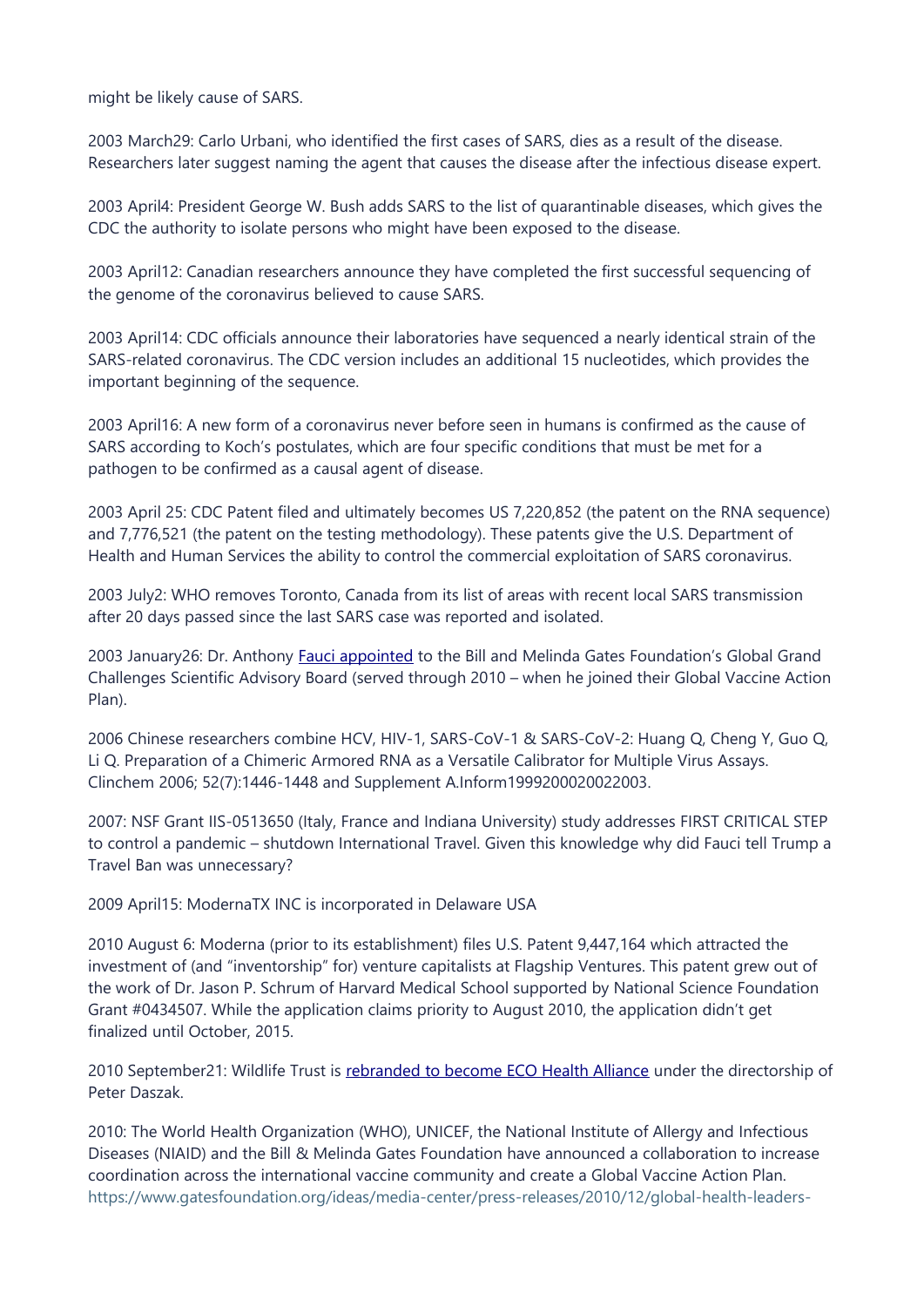might be likely cause of SARS.

2003 March29: Carlo Urbani, who identified the first cases of SARS, dies as a result of the disease. Researchers later suggest naming the agent that causes the disease after the infectious disease expert.

2003 April4: President George W. Bush adds SARS to the list of quarantinable diseases, which gives the CDC the authority to isolate persons who might have been exposed to the disease.

2003 April12: Canadian researchers announce they have completed the first successful sequencing of the genome of the coronavirus believed to cause SARS.

2003 April14: CDC officials announce their laboratories have sequenced a nearly identical strain of the SARS-related coronavirus. The CDC version includes an additional 15 nucleotides, which provides the important beginning of the sequence.

2003 April16: A new form of a coronavirus never before seen in humans is confirmed as the cause of SARS according to Koch's postulates, which are four specific conditions that must be met for a pathogen to be confirmed as a causal agent of disease.

2003 April 25: CDC Patent filed and ultimately becomes US 7,220,852 (the patent on the RNA sequence) and 7,776,521 (the patent on the testing methodology). These patents give the U.S. Department of Health and Human Services the ability to control the commercial exploitation of SARS coronavirus.

2003 July2: WHO removes Toronto, Canada from its list of areas with recent local SARS transmission after 20 days passed since the last SARS case was reported and isolated.

2003 January26: Dr. Anthony Fauci appointed to the Bill and Melinda Gates Foundation's Global Grand Challenges Scientific Advisory Board (served through 2010 – when he joined their Global Vaccine Action Plan).

2006 Chinese researchers combine HCV, HIV-1, SARS-CoV-1 & SARS-CoV-2: Huang Q, Cheng Y, Guo Q, Li Q. Preparation of a Chimeric Armored RNA as a Versatile Calibrator for Multiple Virus Assays. Clinchem 2006; 52(7):1446-1448 and Supplement A.Inform1999200020022003.

2007: NSF Grant IIS-0513650 (Italy, France and Indiana University) study addresses FIRST CRITICAL STEP to control a pandemic – shutdown International Travel. Given this knowledge why did Fauci tell Trump a Travel Ban was unnecessary?

2009 April15: ModernaTX INC is incorporated in Delaware USA

2010 August 6: Moderna (prior to its establishment) files U.S. Patent 9,447,164 which attracted the investment of (and "inventorship" for) venture capitalists at Flagship Ventures. This patent grew out of the work of Dr. Jason P. Schrum of Harvard Medical School supported by National Science Foundation Grant #0434507. While the application claims priority to August 2010, the application didn't get finalized until October, 2015.

2010 September21: Wildlife Trust is rebranded to become ECO Health Alliance under the directorship of Peter Daszak.

2010: The World Health Organization (WHO), UNICEF, the National Institute of Allergy and Infectious Diseases (NIAID) and the Bill & Melinda Gates Foundation have announced a collaboration to increase coordination across the international vaccine community and create a Global Vaccine Action Plan. https://www.gatesfoundation.org/ideas/media-center/press-releases/2010/12/global-health-leaders-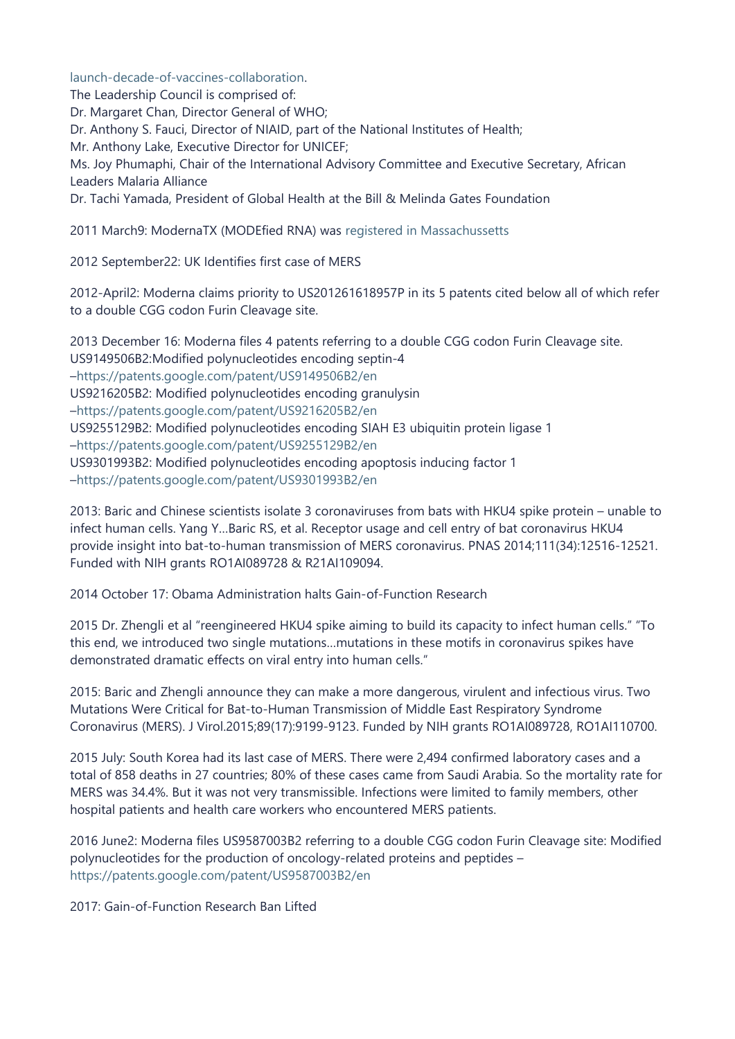launch-decade-of-vaccines-collaboration.

The Leadership Council is comprised of:
Dr. Margaret Chan, Director General of WHO;
Dr. Anthony S. Fauci, Director of NIAID, part of the National Institutes of Health;
Mr. Anthony Lake, Executive Director for UNICEF;
Ms. Joy Phumaphi, Chair of the International Advisory Committee and Executive Secretary, African Leaders Malaria Alliance
Dr. Tachi Yamada, President of Global Health at the Bill & Melinda Gates Foundation

2011 March9: ModernaTX (MODEfied RNA) was registered in Massachussetts

2012 September22: UK Identifies first case of MERS

2012-April2: Moderna claims priority to US201261618957P in its 5 patents cited below all of which refer to a double CGG codon Furin Cleavage site.

2013 December 16: Moderna files 4 patents referring to a double CGG codon Furin Cleavage site.
US9149506B2:Modified polynucleotides encoding septin-4
–https://patents.google.com/patent/US9149506B2/en
US9216205B2: Modified polynucleotides encoding granulysin
–https://patents.google.com/patent/US9216205B2/en
US9255129B2: Modified polynucleotides encoding SIAH E3 ubiquitin protein ligase 1
–https://patents.google.com/patent/US9255129B2/en
US9301993B2: Modified polynucleotides encoding apoptosis inducing factor 1
–https://patents.google.com/patent/US9301993B2/en

2013: Baric and Chinese scientists isolate 3 coronaviruses from bats with HKU4 spike protein – unable to infect human cells. Yang Y…Baric RS, et al. Receptor usage and cell entry of bat coronavirus HKU4 provide insight into bat-to-human transmission of MERS coronavirus. PNAS 2014;111(34):12516-12521. Funded with NIH grants RO1AI089728 & R21AI109094.

2014 October 17: Obama Administration halts Gain-of-Function Research

2015 Dr. Zhengli et al "reengineered HKU4 spike aiming to build its capacity to infect human cells." "To this end, we introduced two single mutations…mutations in these motifs in coronavirus spikes have demonstrated dramatic effects on viral entry into human cells."

2015: Baric and Zhengli announce they can make a more dangerous, virulent and infectious virus. Two Mutations Were Critical for Bat-to-Human Transmission of Middle East Respiratory Syndrome Coronavirus (MERS). J Virol.2015;89(17):9199-9123. Funded by NIH grants RO1AI089728, RO1AI110700.

2015 July: South Korea had its last case of MERS. There were 2,494 confirmed laboratory cases and a total of 858 deaths in 27 countries; 80% of these cases came from Saudi Arabia. So the mortality rate for MERS was 34.4%. But it was not very transmissible. Infections were limited to family members, other hospital patients and health care workers who encountered MERS patients.

2016 June2: Moderna files US9587003B2 referring to a double CGG codon Furin Cleavage site: Modified polynucleotides for the production of oncology-related proteins and peptides – https://patents.google.com/patent/US9587003B2/en

2017: Gain-of-Function Research Ban Lifted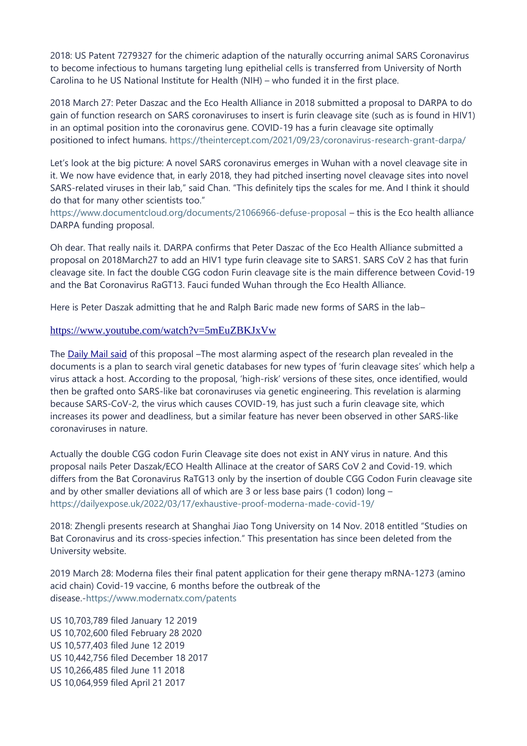2018: US Patent 7279327 for the chimeric adaption of the naturally occurring animal SARS Coronavirus to become infectious to humans targeting lung epithelial cells is transferred from University of North Carolina to he US National Institute for Health (NIH) – who funded it in the first place.

2018 March 27: Peter Daszac and the Eco Health Alliance in 2018 submitted a proposal to DARPA to do gain of function research on SARS coronaviruses to insert is furin cleavage site (such as is found in HIV1) in an optimal position into the coronavirus gene. COVID-19 has a furin cleavage site optimally positioned to infect humans. https://theintercept.com/2021/09/23/coronavirus-research-grant-darpa/

Let's look at the big picture: A novel SARS coronavirus emerges in Wuhan with a novel cleavage site in it. We now have evidence that, in early 2018, they had pitched inserting novel cleavage sites into novel SARS-related viruses in their lab," said Chan. "This definitely tips the scales for me. And I think it should do that for many other scientists too."
https://www.documentcloud.org/documents/21066966-defuse-proposal – this is the Eco health alliance DARPA funding proposal.

Oh dear. That really nails it. DARPA confirms that Peter Daszac of the Eco Health Alliance submitted a proposal on 2018March27 to add an HIV1 type furin cleavage site to SARS1. SARS CoV 2 has that furin cleavage site. In fact the double CGG codon Furin cleavage site is the main difference between Covid-19 and the Bat Coronavirus RaGT13. Fauci funded Wuhan through the Eco Health Alliance.

Here is Peter Daszak admitting that he and Ralph Baric made new forms of SARS in the lab–

https://www.youtube.com/watch?v=5mEuZBKJxVw

The Daily Mail said of this proposal –The most alarming aspect of the research plan revealed in the documents is a plan to search viral genetic databases for new types of 'furin cleavage sites' which help a virus attack a host. According to the proposal, 'high-risk' versions of these sites, once identified, would then be grafted onto SARS-like bat coronaviruses via genetic engineering. This revelation is alarming because SARS-CoV-2, the virus which causes COVID-19, has just such a furin cleavage site, which increases its power and deadliness, but a similar feature has never been observed in other SARS-like coronaviruses in nature.

Actually the double CGG codon Furin Cleavage site does not exist in ANY virus in nature. And this proposal nails Peter Daszak/ECO Health Allinace at the creator of SARS CoV 2 and Covid-19. which differs from the Bat Coronavirus RaTG13 only by the insertion of double CGG Codon Furin cleavage site and by other smaller deviations all of which are 3 or less base pairs (1 codon) long – https://dailyexpose.uk/2022/03/17/exhaustive-proof-moderna-made-covid-19/

2018: Zhengli presents research at Shanghai Jiao Tong University on 14 Nov. 2018 entitled "Studies on Bat Coronavirus and its cross-species infection." This presentation has since been deleted from the University website.

2019 March 28: Moderna files their final patent application for their gene therapy mRNA-1273 (amino acid chain) Covid-19 vaccine, 6 months before the outbreak of the disease.-https://www.modernatx.com/patents

US 10,703,789 filed January 12 2019
US 10,702,600 filed February 28 2020
US 10,577,403 filed June 12 2019
US 10,442,756 filed December 18 2017
US 10,266,485 filed June 11 2018
US 10,064,959 filed April 21 2017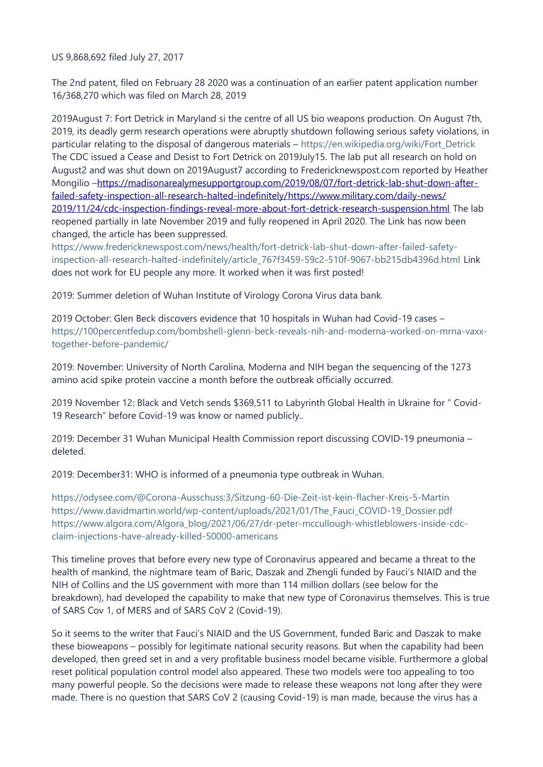US 9,868,692 filed July 27, 2017

The 2nd patent, filed on February 28 2020 was a continuation of an earlier patent application number 16/368,270 which was filed on March 28, 2019

2019August 7: Fort Detrick in Maryland si the centre of all US bio weapons production. On August 7th, 2019, its deadly germ research operations were abruptly shutdown following serious safety violations, in particular relating to the disposal of dangerous materials – https://en.wikipedia.org/wiki/Fort_Detrick The CDC issued a Cease and Desist to Fort Detrick on 2019July15. The lab put all research on hold on August2 and was shut down on 2019August7 according to Fredericknewspost.com reported by Heather Mongilio –https://madisonarealymesupportgroup.com/2019/08/07/fort-detrick-lab-shut-down-after-failed-safety-inspection-all-research-halted-indefinitely/https://www.military.com/daily-news/2019/11/24/cdc-inspection-findings-reveal-more-about-fort-detrick-research-suspension.html The lab reopened partially in late November 2019 and fully reopened in April 2020. The Link has now been changed, the article has been suppressed. https://www.fredericknewspost.com/news/health/fort-detrick-lab-shut-down-after-failed-safety-inspection-all-research-halted-indefinitely/article_767f3459-59c2-510f-9067-bb215db4396d.html Link does not work for EU people any more. It worked when it was first posted!

2019: Summer deletion of Wuhan Institute of Virology Corona Virus data bank.

2019 October: Glen Beck discovers evidence that 10 hospitals in Wuhan had Covid-19 cases – https://100percentfedup.com/bombshell-glenn-beck-reveals-nih-and-moderna-worked-on-mrna-vaxx-together-before-pandemic/

2019: November: University of North Carolina, Moderna and NIH began the sequencing of the 1273 amino acid spike protein vaccine a month before the outbreak officially occurred.

2019 November 12: Black and Vetch sends $369,511 to Labyrinth Global Health in Ukraine for " Covid-19 Research" before Covid-19 was know or named publicly..

2019: December 31 Wuhan Municipal Health Commission report discussing COVID-19 pneumonia – deleted.

2019: December31: WHO is informed of a pneumonia type outbreak in Wuhan.

https://odysee.com/@Corona-Ausschuss:3/Sitzung-60-Die-Zeit-ist-kein-flacher-Kreis-5-Martin
https://www.davidmartin.world/wp-content/uploads/2021/01/The_Fauci_COVID-19_Dossier.pdf
https://www.algora.com/Algora_blog/2021/06/27/dr-peter-mccullough-whistleblowers-inside-cdc-claim-injections-have-already-killed-50000-americans

This timeline proves that before every new type of Coronavirus appeared and became a threat to the health of mankind, the nightmare team of Baric, Daszak and Zhengli funded by Fauci's NIAID and the NIH of Collins and the US government with more than 114 million dollars (see below for the breakdown), had developed the capability to make that new type of Coronavirus themselves. This is true of SARS Cov 1, of MERS and of SARS CoV 2 (Covid-19).

So it seems to the writer that Fauci's NIAID and the US Government, funded Baric and Daszak to make these bioweapons – possibly for legitimate national security reasons. But when the capability had been developed, then greed set in and a very profitable business model became visible. Furthermore a global reset political population control model also appeared. These two models were too appealing to too many powerful people. So the decisions were made to release these weapons not long after they were made. There is no question that SARS CoV 2 (causing Covid-19) is man made, because the virus has a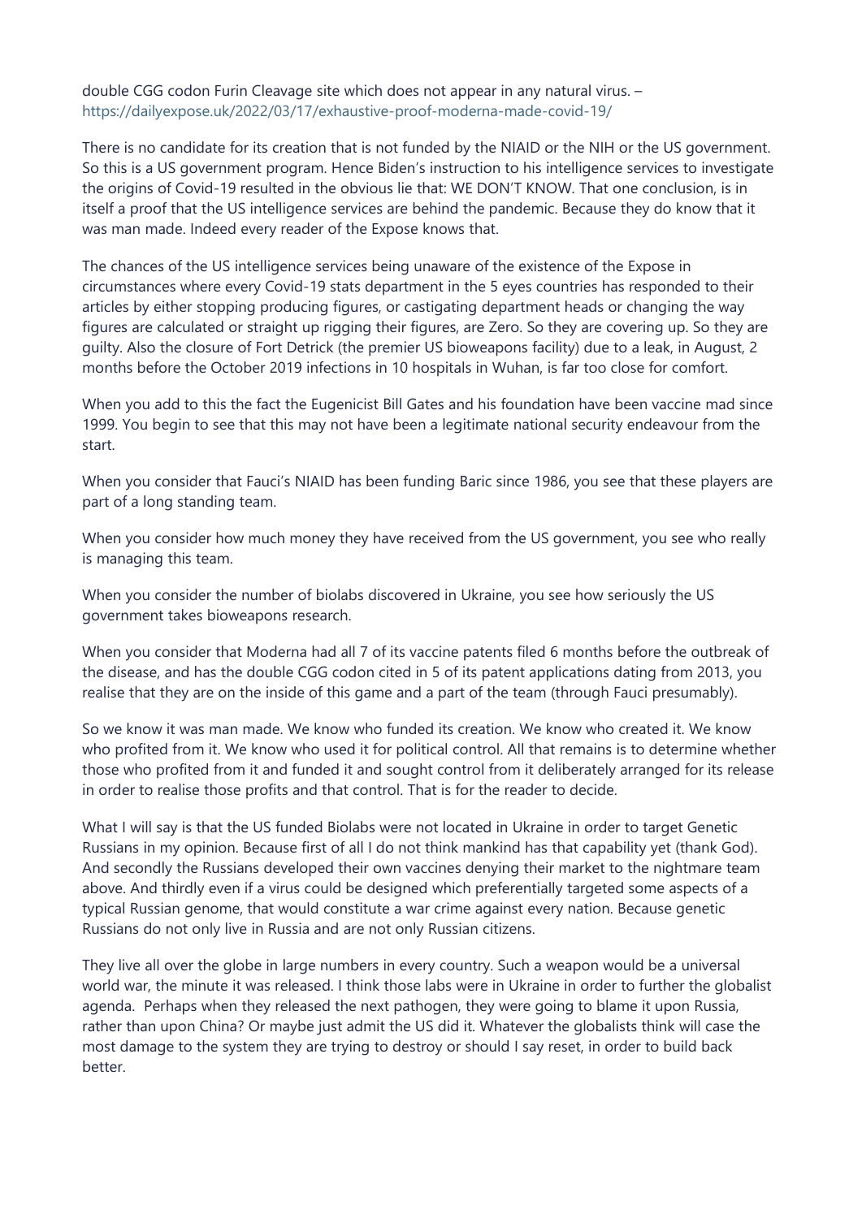double CGG codon Furin Cleavage site which does not appear in any natural virus. – https://dailyexpose.uk/2022/03/17/exhaustive-proof-moderna-made-covid-19/

There is no candidate for its creation that is not funded by the NIAID or the NIH or the US government. So this is a US government program. Hence Biden's instruction to his intelligence services to investigate the origins of Covid-19 resulted in the obvious lie that: WE DON'T KNOW. That one conclusion, is in itself a proof that the US intelligence services are behind the pandemic. Because they do know that it was man made. Indeed every reader of the Expose knows that.

The chances of the US intelligence services being unaware of the existence of the Expose in circumstances where every Covid-19 stats department in the 5 eyes countries has responded to their articles by either stopping producing figures, or castigating department heads or changing the way figures are calculated or straight up rigging their figures, are Zero. So they are covering up. So they are guilty. Also the closure of Fort Detrick (the premier US bioweapons facility) due to a leak, in August, 2 months before the October 2019 infections in 10 hospitals in Wuhan, is far too close for comfort.

When you add to this the fact the Eugenicist Bill Gates and his foundation have been vaccine mad since 1999. You begin to see that this may not have been a legitimate national security endeavour from the start.

When you consider that Fauci's NIAID has been funding Baric since 1986, you see that these players are part of a long standing team.

When you consider how much money they have received from the US government, you see who really is managing this team.

When you consider the number of biolabs discovered in Ukraine, you see how seriously the US government takes bioweapons research.

When you consider that Moderna had all 7 of its vaccine patents filed 6 months before the outbreak of the disease, and has the double CGG codon cited in 5 of its patent applications dating from 2013, you realise that they are on the inside of this game and a part of the team (through Fauci presumably).

So we know it was man made. We know who funded its creation. We know who created it. We know who profited from it. We know who used it for political control. All that remains is to determine whether those who profited from it and funded it and sought control from it deliberately arranged for its release in order to realise those profits and that control. That is for the reader to decide.

What I will say is that the US funded Biolabs were not located in Ukraine in order to target Genetic Russians in my opinion. Because first of all I do not think mankind has that capability yet (thank God). And secondly the Russians developed their own vaccines denying their market to the nightmare team above. And thirdly even if a virus could be designed which preferentially targeted some aspects of a typical Russian genome, that would constitute a war crime against every nation. Because genetic Russians do not only live in Russia and are not only Russian citizens.

They live all over the globe in large numbers in every country. Such a weapon would be a universal world war, the minute it was released. I think those labs were in Ukraine in order to further the globalist agenda. Perhaps when they released the next pathogen, they were going to blame it upon Russia, rather than upon China? Or maybe just admit the US did it. Whatever the globalists think will case the most damage to the system they are trying to destroy or should I say reset, in order to build back better.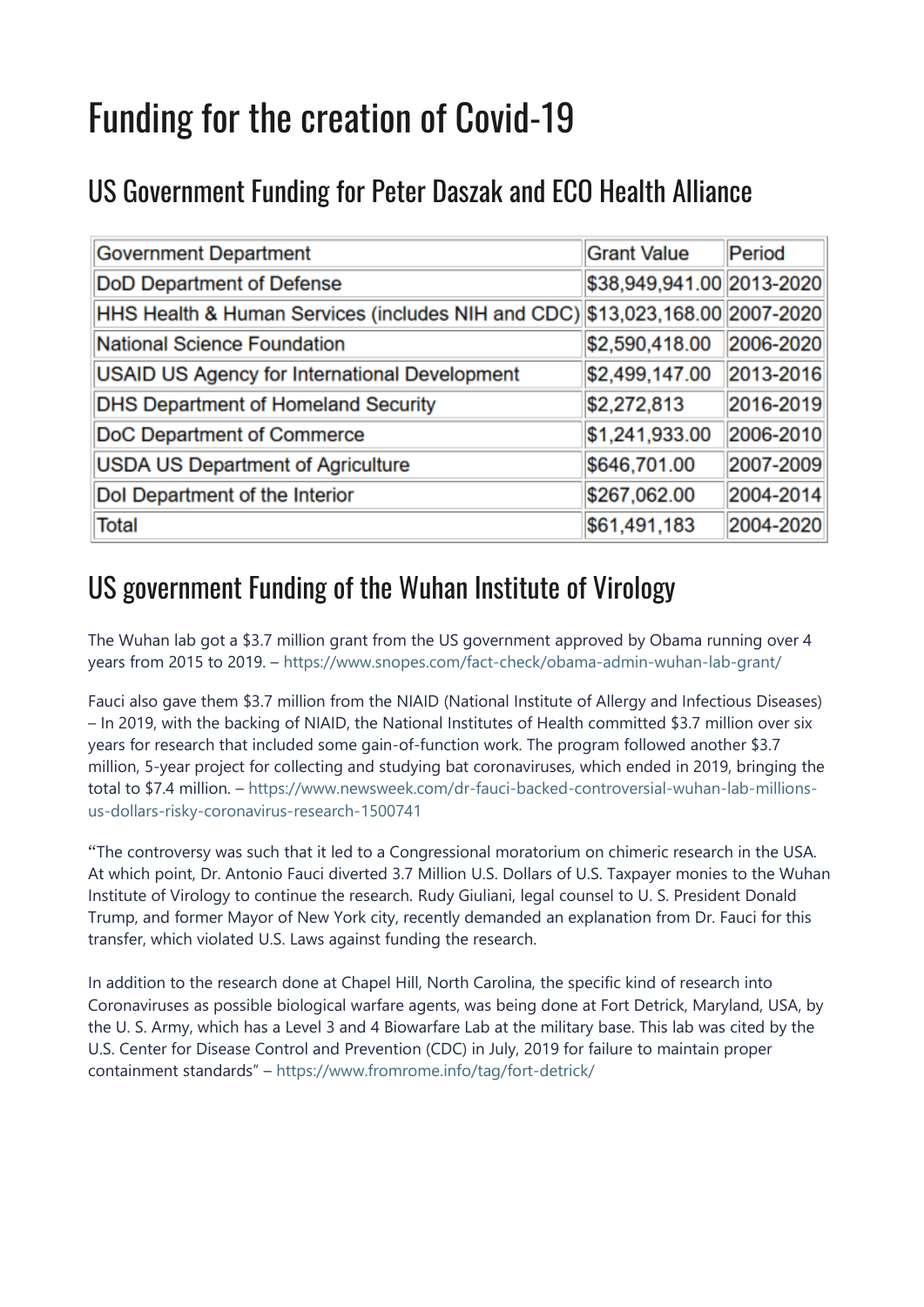# Funding for the creation of Covid-19

## US Government Funding for Peter Daszak and ECO Health Alliance

| Government Department | Grant Value | Period |
|---|---|---|
| DoD Department of Defense | $38,949,941.00 | 2013-2020 |
| HHS Health & Human Services (includes NIH and CDC) | $13,023,168.00 | 2007-2020 |
| National Science Foundation | $2,590,418.00 | 2006-2020 |
| USAID US Agency for International Development | $2,499,147.00 | 2013-2016 |
| DHS Department of Homeland Security | $2,272,813 | 2016-2019 |
| DoC Department of Commerce | $1,241,933.00 | 2006-2010 |
| USDA US Department of Agriculture | $646,701.00 | 2007-2009 |
| DoI Department of the Interior | $267,062.00 | 2004-2014 |
| Total | $61,491,183 | 2004-2020 |

## US government Funding of the Wuhan Institute of Virology

The Wuhan lab got a $3.7 million grant from the US government approved by Obama running over 4 years from 2015 to 2019. – https://www.snopes.com/fact-check/obama-admin-wuhan-lab-grant/

Fauci also gave them $3.7 million from the NIAID (National Institute of Allergy and Infectious Diseases) – In 2019, with the backing of NIAID, the National Institutes of Health committed $3.7 million over six years for research that included some gain-of-function work. The program followed another $3.7 million, 5-year project for collecting and studying bat coronaviruses, which ended in 2019, bringing the total to $7.4 million. – https://www.newsweek.com/dr-fauci-backed-controversial-wuhan-lab-millions-us-dollars-risky-coronavirus-research-1500741

"The controversy was such that it led to a Congressional moratorium on chimeric research in the USA. At which point, Dr. Antonio Fauci diverted 3.7 Million U.S. Dollars of U.S. Taxpayer monies to the Wuhan Institute of Virology to continue the research. Rudy Giuliani, legal counsel to U. S. President Donald Trump, and former Mayor of New York city, recently demanded an explanation from Dr. Fauci for this transfer, which violated U.S. Laws against funding the research.

In addition to the research done at Chapel Hill, North Carolina, the specific kind of research into Coronaviruses as possible biological warfare agents, was being done at Fort Detrick, Maryland, USA, by the U. S. Army, which has a Level 3 and 4 Biowarfare Lab at the military base. This lab was cited by the U.S. Center for Disease Control and Prevention (CDC) in July, 2019 for failure to maintain proper containment standards" – https://www.fromrome.info/tag/fort-detrick/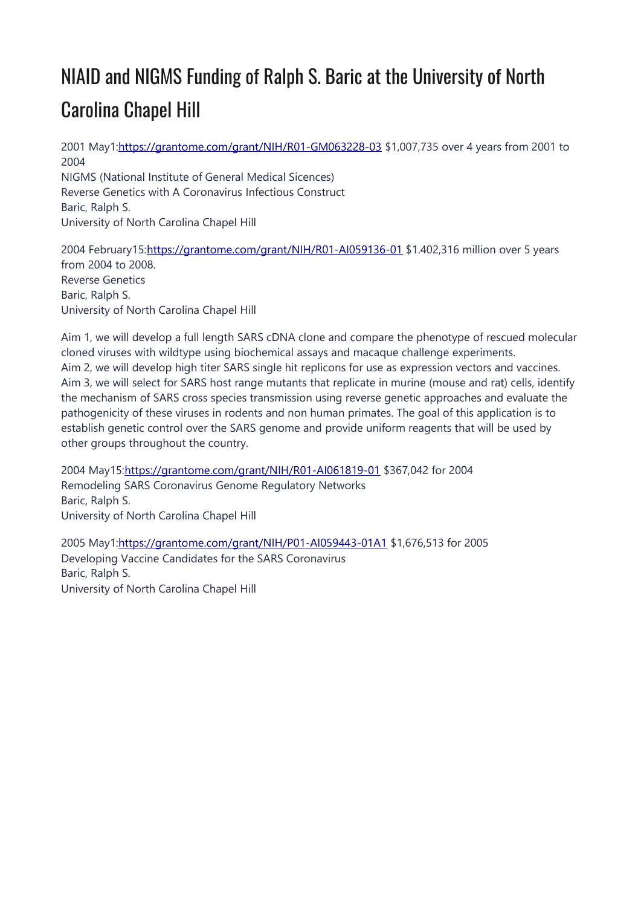# NIAID and NIGMS Funding of Ralph S. Baric at the University of North Carolina Chapel Hill

2001 May1:[https://grantome.com/grant/NIH/R01-GM063228-03](https://grantome.com/grant/NIH/R01-GM063228-03) $1,007,735 over 4 years from 2001 to 2004
NIGMS (National Institute of General Medical Sicences)
Reverse Genetics with A Coronavirus Infectious Construct
Baric, Ralph S.
University of North Carolina Chapel Hill

2004 February15:[https://grantome.com/grant/NIH/R01-AI059136-01](https://grantome.com/grant/NIH/R01-AI059136-01) $1.402,316 million over 5 years from 2004 to 2008.
Reverse Genetics
Baric, Ralph S.
University of North Carolina Chapel Hill

Aim 1, we will develop a full length SARS cDNA clone and compare the phenotype of rescued molecular cloned viruses with wildtype using biochemical assays and macaque challenge experiments.
Aim 2, we will develop high titer SARS single hit replicons for use as expression vectors and vaccines.
Aim 3, we will select for SARS host range mutants that replicate in murine (mouse and rat) cells, identify the mechanism of SARS cross species transmission using reverse genetic approaches and evaluate the pathogenicity of these viruses in rodents and non human primates. The goal of this application is to establish genetic control over the SARS genome and provide uniform reagents that will be used by other groups throughout the country.

2004 May15:[https://grantome.com/grant/NIH/R01-AI061819-01](https://grantome.com/grant/NIH/R01-AI061819-01) $367,042 for 2004
Remodeling SARS Coronavirus Genome Regulatory Networks
Baric, Ralph S.
University of North Carolina Chapel Hill

2005 May1:[https://grantome.com/grant/NIH/P01-AI059443-01A1](https://grantome.com/grant/NIH/P01-AI059443-01A1) $1,676,513 for 2005
Developing Vaccine Candidates for the SARS Coronavirus
Baric, Ralph S.
University of North Carolina Chapel Hill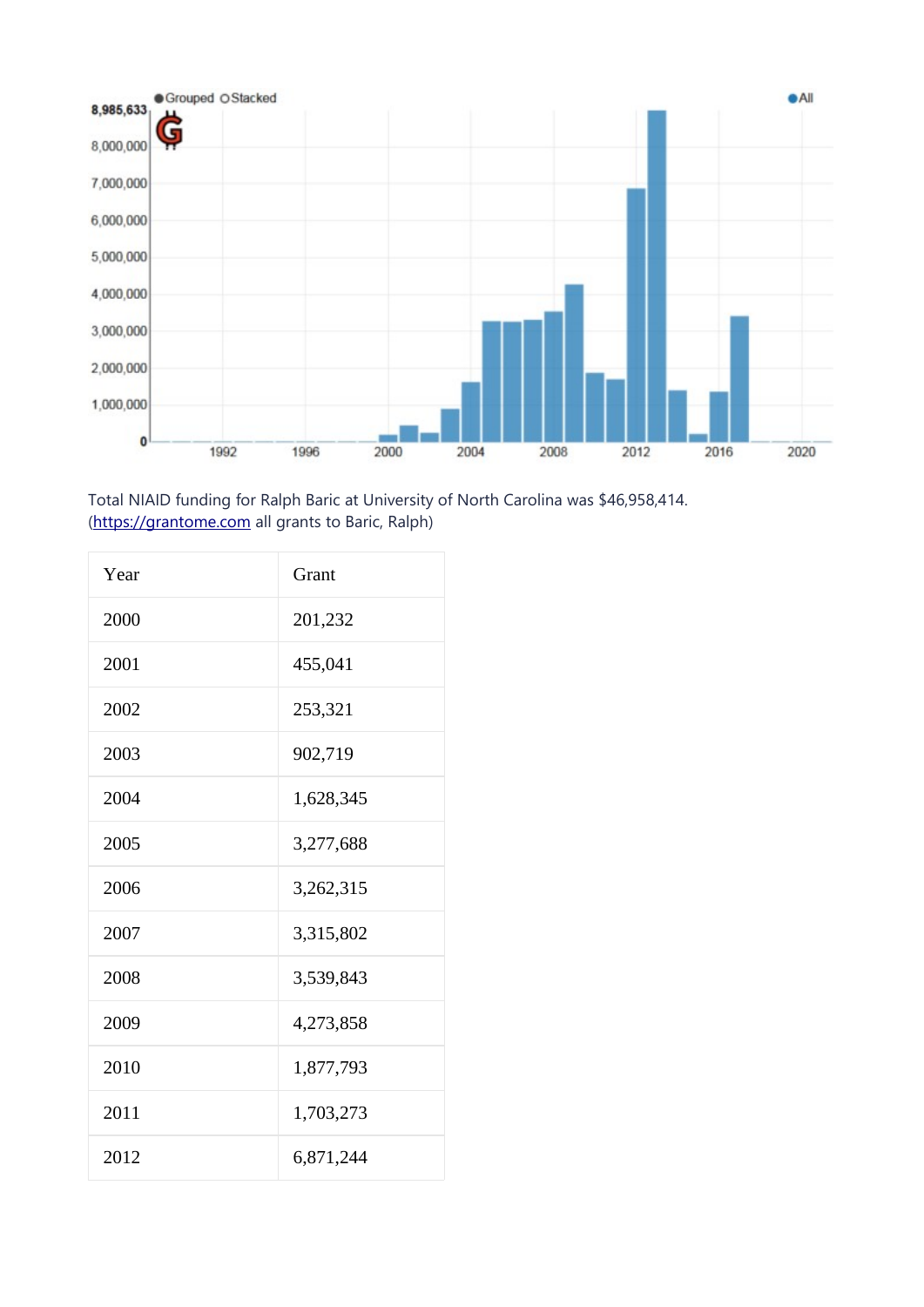Total NIAID funding for Ralph Baric at University of North Carolina was $46,958,414. (https://grantome.com all grants to Baric, Ralph)

| Year | Grant |
|---|---|
| 2000 | 201,232 |
| 2001 | 455,041 |
| 2002 | 253,321 |
| 2003 | 902,719 |
| 2004 | 1,628,345 |
| 2005 | 3,277,688 |
| 2006 | 3,262,315 |
| 2007 | 3,315,802 |
| 2008 | 3,539,843 |
| 2009 | 4,273,858 |
| 2010 | 1,877,793 |
| 2011 | 1,703,273 |
| 2012 | 6,871,244 |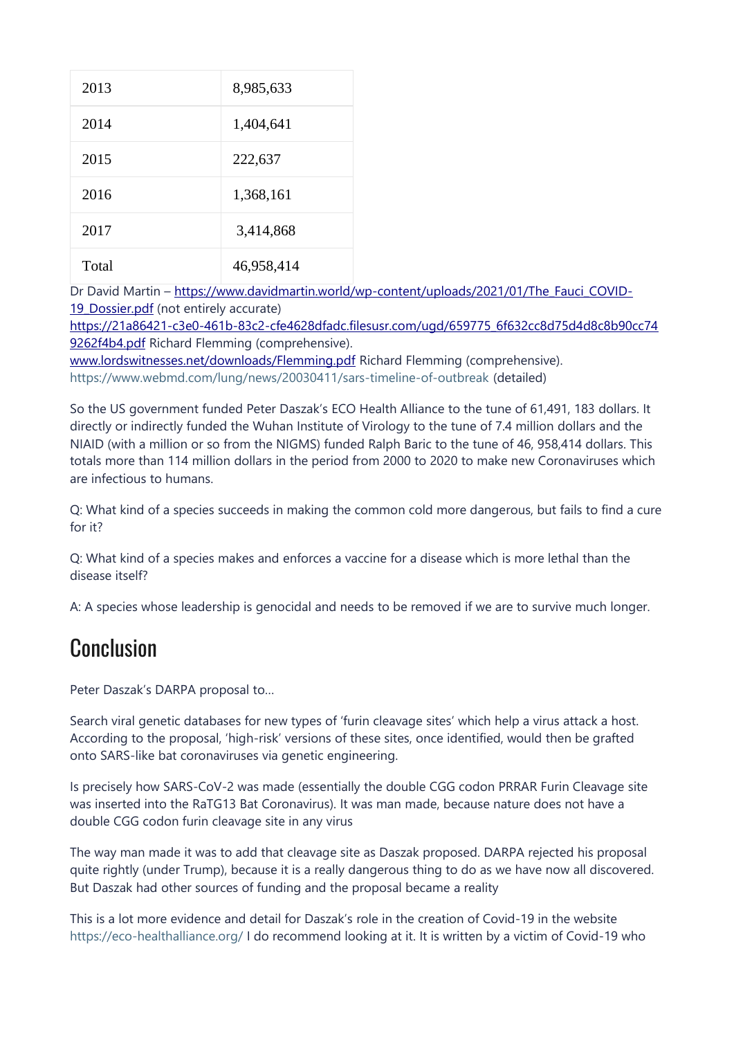| 2013 | 8,985,633 |
|---|---|
| 2014 | 1,404,641 |
| 2015 | 222,637 |
| 2016 | 1,368,161 |
| 2017 | 3,414,868 |
| Total | 46,958,414 |

Dr David Martin – https://www.davidmartin.world/wp-content/uploads/2021/01/The_Fauci_COVID-19_Dossier.pdf (not entirely accurate)
https://21a86421-c3e0-461b-83c2-cfe4628dfadc.filesusr.com/ugd/659775_6f632cc8d75d4d8c8b90cc749262f4b4.pdf Richard Flemming (comprehensive).
www.lordswitnesses.net/downloads/Flemming.pdf Richard Flemming (comprehensive).
https://www.webmd.com/lung/news/20030411/sars-timeline-of-outbreak (detailed)

So the US government funded Peter Daszak's ECO Health Alliance to the tune of 61,491, 183 dollars. It directly or indirectly funded the Wuhan Institute of Virology to the tune of 7.4 million dollars and the NIAID (with a million or so from the NIGMS) funded Ralph Baric to the tune of 46, 958,414 dollars. This totals more than 114 million dollars in the period from 2000 to 2020 to make new Coronaviruses which are infectious to humans.

Q: What kind of a species succeeds in making the common cold more dangerous, but fails to find a cure for it?

Q: What kind of a species makes and enforces a vaccine for a disease which is more lethal than the disease itself?

A: A species whose leadership is genocidal and needs to be removed if we are to survive much longer.

## Conclusion

Peter Daszak's DARPA proposal to…

Search viral genetic databases for new types of 'furin cleavage sites' which help a virus attack a host. According to the proposal, 'high-risk' versions of these sites, once identified, would then be grafted onto SARS-like bat coronaviruses via genetic engineering.

Is precisely how SARS-CoV-2 was made (essentially the double CGG codon PRRAR Furin Cleavage site was inserted into the RaTG13 Bat Coronavirus). It was man made, because nature does not have a double CGG codon furin cleavage site in any virus

The way man made it was to add that cleavage site as Daszak proposed. DARPA rejected his proposal quite rightly (under Trump), because it is a really dangerous thing to do as we have now all discovered. But Daszak had other sources of funding and the proposal became a reality

This is a lot more evidence and detail for Daszak's role in the creation of Covid-19 in the website https://eco-healthalliance.org/ I do recommend looking at it. It is written by a victim of Covid-19 who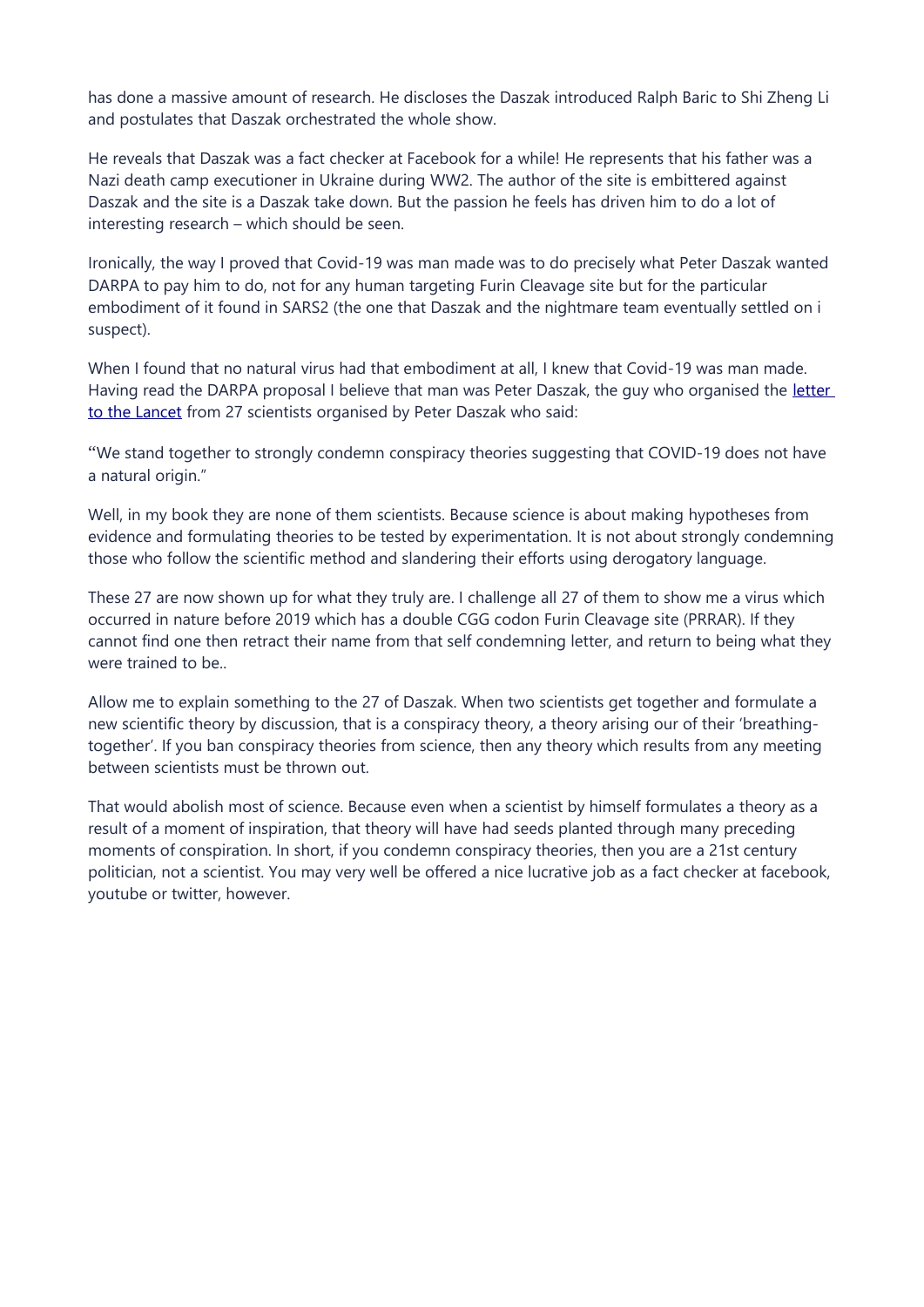has done a massive amount of research. He discloses the Daszak introduced Ralph Baric to Shi Zheng Li and postulates that Daszak orchestrated the whole show.

He reveals that Daszak was a fact checker at Facebook for a while! He represents that his father was a Nazi death camp executioner in Ukraine during WW2. The author of the site is embittered against Daszak and the site is a Daszak take down. But the passion he feels has driven him to do a lot of interesting research – which should be seen.

Ironically, the way I proved that Covid-19 was man made was to do precisely what Peter Daszak wanted DARPA to pay him to do, not for any human targeting Furin Cleavage site but for the particular embodiment of it found in SARS2 (the one that Daszak and the nightmare team eventually settled on i suspect).

When I found that no natural virus had that embodiment at all, I knew that Covid-19 was man made. Having read the DARPA proposal I believe that man was Peter Daszak, the guy who organised the [letter to the Lancet] from 27 scientists organised by Peter Daszak who said:

"We stand together to strongly condemn conspiracy theories suggesting that COVID-19 does not have a natural origin."

Well, in my book they are none of them scientists. Because science is about making hypotheses from evidence and formulating theories to be tested by experimentation. It is not about strongly condemning those who follow the scientific method and slandering their efforts using derogatory language.

These 27 are now shown up for what they truly are. I challenge all 27 of them to show me a virus which occurred in nature before 2019 which has a double CGG codon Furin Cleavage site (PRRAR). If they cannot find one then retract their name from that self condemning letter, and return to being what they were trained to be..

Allow me to explain something to the 27 of Daszak. When two scientists get together and formulate a new scientific theory by discussion, that is a conspiracy theory, a theory arising our of their 'breathing-together'. If you ban conspiracy theories from science, then any theory which results from any meeting between scientists must be thrown out.

That would abolish most of science. Because even when a scientist by himself formulates a theory as a result of a moment of inspiration, that theory will have had seeds planted through many preceding moments of conspiration. In short, if you condemn conspiracy theories, then you are a 21st century politician, not a scientist. You may very well be offered a nice lucrative job as a fact checker at facebook, youtube or twitter, however.